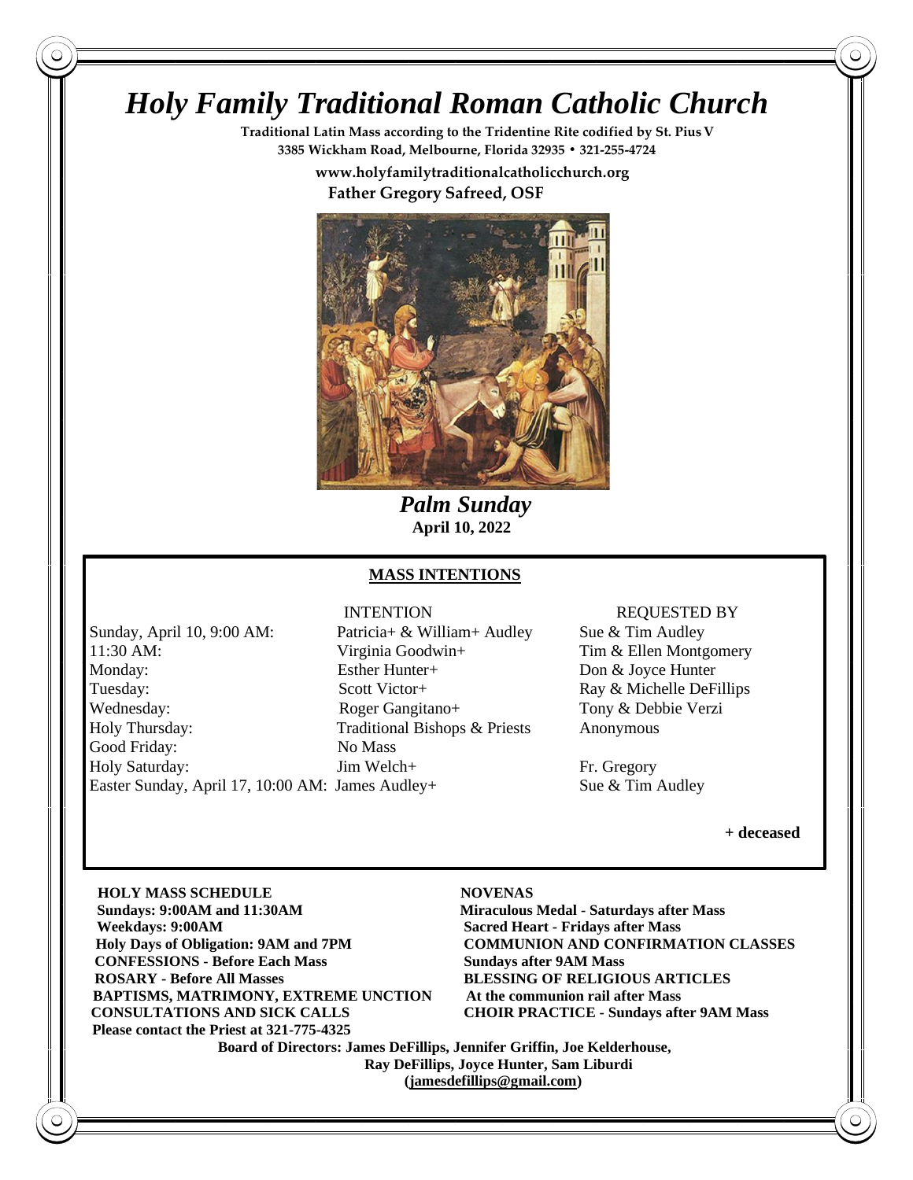# *Holy Family Traditional Roman Catholic Church*

**Traditional Latin Mass according to the Tridentine Rite codified by St. Pius V**
**3385 Wickham Road, Melbourne, Florida 32935 • 321-255-4724**

**www.holyfamilytraditionalcatholicchurch.org**
**Father Gregory Safreed, OSF**

***Palm Sunday***
**April 10, 2022**

## MASS INTENTIONS

| | INTENTION | REQUESTED BY |
|---|---|---|
| Sunday, April 10, 9:00 AM: | Patricia+ & William+ Audley | Sue & Tim Audley |
| 11:30 AM: | Virginia Goodwin+ | Tim & Ellen Montgomery |
| Monday: | Esther Hunter+ | Don & Joyce Hunter |
| Tuesday: | Scott Victor+ | Ray & Michelle DeFillips |
| Wednesday: | Roger Gangitano+ | Tony & Debbie Verzi |
| Holy Thursday: | Traditional Bishops & Priests | Anonymous |
| Good Friday: | No Mass | |
| Holy Saturday: | Jim Welch+ | Fr. Gregory |
| Easter Sunday, April 17, 10:00 AM: | James Audley+ | Sue & Tim Audley |

**+ deceased**

**HOLY MASS SCHEDULE**
**Sundays: 9:00AM and 11:30AM**
**Weekdays: 9:00AM**
**Holy Days of Obligation: 9AM and 7PM**
**CONFESSIONS - Before Each Mass**
**ROSARY - Before All Masses**
**BAPTISMS, MATRIMONY, EXTREME UNCTION**
**CONSULTATIONS AND SICK CALLS**
**Please contact the Priest at 321-775-4325**

**NOVENAS**
**Miraculous Medal - Saturdays after Mass**
**Sacred Heart - Fridays after Mass**
**COMMUNION AND CONFIRMATION CLASSES**
**Sundays after 9AM Mass**
**BLESSING OF RELIGIOUS ARTICLES**
**At the communion rail after Mass**
**CHOIR PRACTICE - Sundays after 9AM Mass**

**Board of Directors: James DeFillips, Jennifer Griffin, Joe Kelderhouse, Ray DeFillips, Joyce Hunter, Sam Liburdi**
**(jamesdefillips@gmail.com)**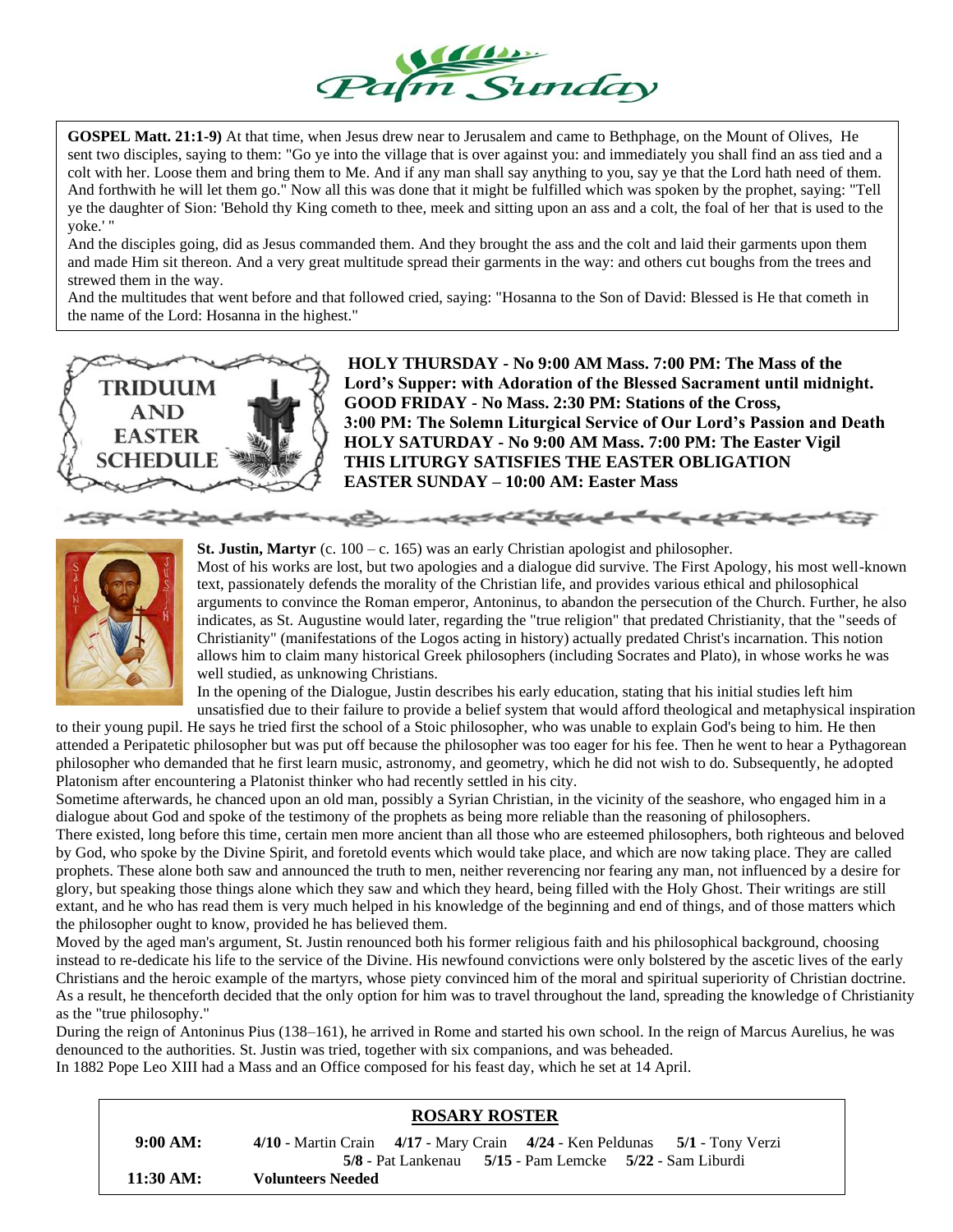# Palm Sunday

**GOSPEL Matt. 21:1-9)** At that time, when Jesus drew near to Jerusalem and came to Bethphage, on the Mount of Olives, He sent two disciples, saying to them: "Go ye into the village that is over against you: and immediately you shall find an ass tied and a colt with her. Loose them and bring them to Me. And if any man shall say anything to you, say ye that the Lord hath need of them. And forthwith he will let them go." Now all this was done that it might be fulfilled which was spoken by the prophet, saying: "Tell ye the daughter of Sion: 'Behold thy King cometh to thee, meek and sitting upon an ass and a colt, the foal of her that is used to the yoke.' "

And the disciples going, did as Jesus commanded them. And they brought the ass and the colt and laid their garments upon them and made Him sit thereon. And a very great multitude spread their garments in the way: and others cut boughs from the trees and strewed them in the way.

And the multitudes that went before and that followed cried, saying: "Hosanna to the Son of David: Blessed is He that cometh in the name of the Lord: Hosanna in the highest."

## TRIDUUM AND EASTER SCHEDULE

**HOLY THURSDAY - No 9:00 AM Mass. 7:00 PM: The Mass of the Lord's Supper: with Adoration of the Blessed Sacrament until midnight.**
**GOOD FRIDAY - No Mass. 2:30 PM: Stations of the Cross,**
**3:00 PM: The Solemn Liturgical Service of Our Lord's Passion and Death**
**HOLY SATURDAY - No 9:00 AM Mass. 7:00 PM: The Easter Vigil**
**THIS LITURGY SATISFIES THE EASTER OBLIGATION**
**EASTER SUNDAY – 10:00 AM: Easter Mass**

**St. Justin, Martyr** (c. 100 – c. 165) was an early Christian apologist and philosopher.

Most of his works are lost, but two apologies and a dialogue did survive. The First Apology, his most well-known text, passionately defends the morality of the Christian life, and provides various ethical and philosophical arguments to convince the Roman emperor, Antoninus, to abandon the persecution of the Church. Further, he also indicates, as St. Augustine would later, regarding the "true religion" that predated Christianity, that the "seeds of Christianity" (manifestations of the Logos acting in history) actually predated Christ's incarnation. This notion allows him to claim many historical Greek philosophers (including Socrates and Plato), in whose works he was well studied, as unknowing Christians.

In the opening of the Dialogue, Justin describes his early education, stating that his initial studies left him unsatisfied due to their failure to provide a belief system that would afford theological and metaphysical inspiration to their young pupil. He says he tried first the school of a Stoic philosopher, who was unable to explain God's being to him. He then attended a Peripatetic philosopher but was put off because the philosopher was too eager for his fee. Then he went to hear a Pythagorean philosopher who demanded that he first learn music, astronomy, and geometry, which he did not wish to do. Subsequently, he adopted Platonism after encountering a Platonist thinker who had recently settled in his city.

Sometime afterwards, he chanced upon an old man, possibly a Syrian Christian, in the vicinity of the seashore, who engaged him in a dialogue about God and spoke of the testimony of the prophets as being more reliable than the reasoning of philosophers.

There existed, long before this time, certain men more ancient than all those who are esteemed philosophers, both righteous and beloved by God, who spoke by the Divine Spirit, and foretold events which would take place, and which are now taking place. They are called prophets. These alone both saw and announced the truth to men, neither reverencing nor fearing any man, not influenced by a desire for glory, but speaking those things alone which they saw and which they heard, being filled with the Holy Ghost. Their writings are still extant, and he who has read them is very much helped in his knowledge of the beginning and end of things, and of those matters which the philosopher ought to know, provided he has believed them.

Moved by the aged man's argument, St. Justin renounced both his former religious faith and his philosophical background, choosing instead to re-dedicate his life to the service of the Divine. His newfound convictions were only bolstered by the ascetic lives of the early Christians and the heroic example of the martyrs, whose piety convinced him of the moral and spiritual superiority of Christian doctrine. As a result, he thenceforth decided that the only option for him was to travel throughout the land, spreading the knowledge of Christianity as the "true philosophy."

During the reign of Antoninus Pius (138–161), he arrived in Rome and started his own school. In the reign of Marcus Aurelius, he was denounced to the authorities. St. Justin was tried, together with six companions, and was beheaded.

In 1882 Pope Leo XIII had a Mass and an Office composed for his feast day, which he set at 14 April.

## ROSARY ROSTER

**9:00 AM:** **4/10** - Martin Crain **4/17** - Mary Crain **4/24** - Ken Peldunas **5/1** - Tony Verzi **5/8** - Pat Lankenau **5/15** - Pam Lemcke **5/22** - Sam Liburdi

**11:30 AM:** **Volunteers Needed**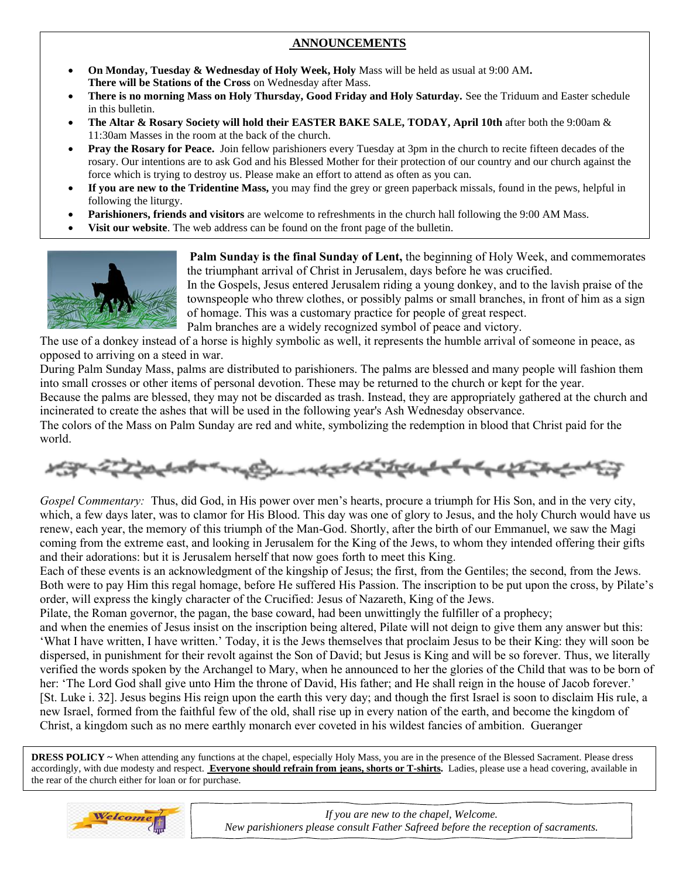## ANNOUNCEMENTS

- **On Monday, Tuesday & Wednesday of Holy Week, Holy** Mass will be held as usual at 9:00 AM**.** **There will be Stations of the Cross** on Wednesday after Mass.
- **There is no morning Mass on Holy Thursday, Good Friday and Holy Saturday.** See the Triduum and Easter schedule in this bulletin.
- **The Altar & Rosary Society will hold their EASTER BAKE SALE, TODAY, April 10th** after both the 9:00am & 11:30am Masses in the room at the back of the church.
- **Pray the Rosary for Peace.** Join fellow parishioners every Tuesday at 3pm in the church to recite fifteen decades of the rosary. Our intentions are to ask God and his Blessed Mother for their protection of our country and our church against the force which is trying to destroy us. Please make an effort to attend as often as you can.
- **If you are new to the Tridentine Mass,** you may find the grey or green paperback missals, found in the pews, helpful in following the liturgy.
- **Parishioners, friends and visitors** are welcome to refreshments in the church hall following the 9:00 AM Mass.
- **Visit our website**. The web address can be found on the front page of the bulletin.

**Palm Sunday is the final Sunday of Lent,** the beginning of Holy Week, and commemorates the triumphant arrival of Christ in Jerusalem, days before he was crucified.
In the Gospels, Jesus entered Jerusalem riding a young donkey, and to the lavish praise of the townspeople who threw clothes, or possibly palms or small branches, in front of him as a sign of homage. This was a customary practice for people of great respect.
Palm branches are a widely recognized symbol of peace and victory.
The use of a donkey instead of a horse is highly symbolic as well, it represents the humble arrival of someone in peace, as opposed to arriving on a steed in war.
During Palm Sunday Mass, palms are distributed to parishioners. The palms are blessed and many people will fashion them into small crosses or other items of personal devotion. These may be returned to the church or kept for the year.
Because the palms are blessed, they may not be discarded as trash. Instead, they are appropriately gathered at the church and incinerated to create the ashes that will be used in the following year's Ash Wednesday observance.
The colors of the Mass on Palm Sunday are red and white, symbolizing the redemption in blood that Christ paid for the world.

*Gospel Commentary:* Thus, did God, in His power over men's hearts, procure a triumph for His Son, and in the very city, which, a few days later, was to clamor for His Blood. This day was one of glory to Jesus, and the holy Church would have us renew, each year, the memory of this triumph of the Man-God. Shortly, after the birth of our Emmanuel, we saw the Magi coming from the extreme east, and looking in Jerusalem for the King of the Jews, to whom they intended offering their gifts and their adorations: but it is Jerusalem herself that now goes forth to meet this King.
Each of these events is an acknowledgment of the kingship of Jesus; the first, from the Gentiles; the second, from the Jews. Both were to pay Him this regal homage, before He suffered His Passion. The inscription to be put upon the cross, by Pilate's order, will express the kingly character of the Crucified: Jesus of Nazareth, King of the Jews.
Pilate, the Roman governor, the pagan, the base coward, had been unwittingly the fulfiller of a prophecy;
and when the enemies of Jesus insist on the inscription being altered, Pilate will not deign to give them any answer but this: 'What I have written, I have written.' Today, it is the Jews themselves that proclaim Jesus to be their King: they will soon be dispersed, in punishment for their revolt against the Son of David; but Jesus is King and will be so forever. Thus, we literally verified the words spoken by the Archangel to Mary, when he announced to her the glories of the Child that was to be born of her: 'The Lord God shall give unto Him the throne of David, His father; and He shall reign in the house of Jacob forever.' [St. Luke i. 32]. Jesus begins His reign upon the earth this very day; and though the first Israel is soon to disclaim His rule, a new Israel, formed from the faithful few of the old, shall rise up in every nation of the earth, and become the kingdom of Christ, a kingdom such as no mere earthly monarch ever coveted in his wildest fancies of ambition. Gueranger

**DRESS POLICY ~** When attending any functions at the chapel, especially Holy Mass, you are in the presence of the Blessed Sacrament. Please dress accordingly, with due modesty and respect. **Everyone should refrain from jeans, shorts or T-shirts.** Ladies, please use a head covering, available in the rear of the church either for loan or for purchase.

Welcome

*If you are new to the chapel, Welcome.*
*New parishioners please consult Father Safreed before the reception of sacraments.*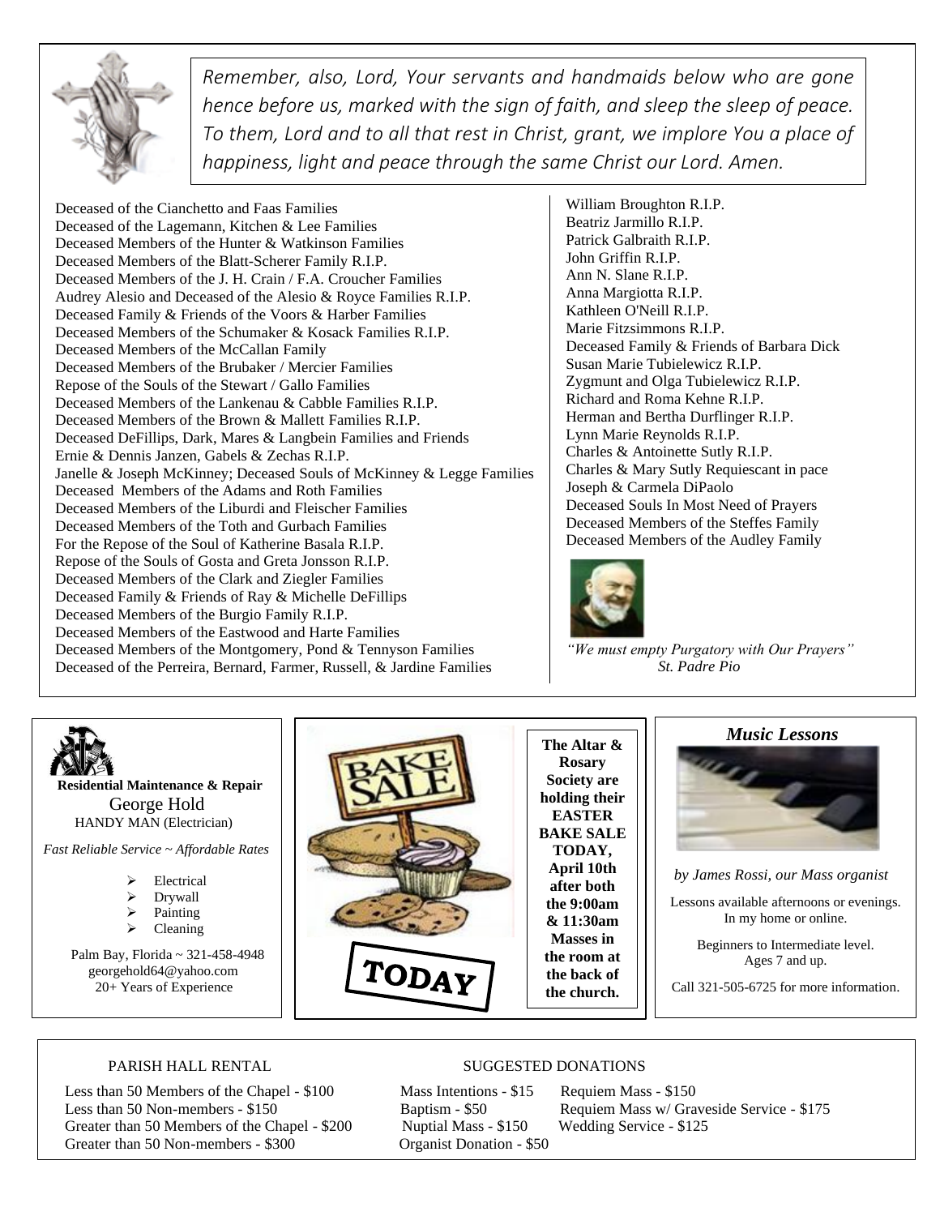*Remember, also, Lord, Your servants and handmaids below who are gone hence before us, marked with the sign of faith, and sleep the sleep of peace. To them, Lord and to all that rest in Christ, grant, we implore You a place of happiness, light and peace through the same Christ our Lord. Amen.*

Deceased of the Cianchetto and Faas Families
Deceased of the Lagemann, Kitchen & Lee Families
Deceased Members of the Hunter & Watkinson Families
Deceased Members of the Blatt-Scherer Family R.I.P.
Deceased Members of the J. H. Crain / F.A. Croucher Families
Audrey Alesio and Deceased of the Alesio & Royce Families R.I.P.
Deceased Family & Friends of the Voors & Harber Families
Deceased Members of the Schumaker & Kosack Families R.I.P.
Deceased Members of the McCallan Family
Deceased Members of the Brubaker / Mercier Families
Repose of the Souls of the Stewart / Gallo Families
Deceased Members of the Lankenau & Cabble Families R.I.P.
Deceased Members of the Brown & Mallett Families R.I.P.
Deceased DeFillips, Dark, Mares & Langbein Families and Friends
Ernie & Dennis Janzen, Gabels & Zechas R.I.P.
Janelle & Joseph McKinney; Deceased Souls of McKinney & Legge Families
Deceased Members of the Adams and Roth Families
Deceased Members of the Liburdi and Fleischer Families
Deceased Members of the Toth and Gurbach Families
For the Repose of the Soul of Katherine Basala R.I.P.
Repose of the Souls of Gosta and Greta Jonsson R.I.P.
Deceased Members of the Clark and Ziegler Families
Deceased Family & Friends of Ray & Michelle DeFillips
Deceased Members of the Burgio Family R.I.P.
Deceased Members of the Eastwood and Harte Families
Deceased Members of the Montgomery, Pond & Tennyson Families
Deceased of the Perreira, Bernard, Farmer, Russell, & Jardine Families

William Broughton R.I.P.
Beatriz Jarmillo R.I.P.
Patrick Galbraith R.I.P.
John Griffin R.I.P.
Ann N. Slane R.I.P.
Anna Margiotta R.I.P.
Kathleen O'Neill R.I.P.
Marie Fitzsimmons R.I.P.
Deceased Family & Friends of Barbara Dick
Susan Marie Tubielewicz R.I.P.
Zygmunt and Olga Tubielewicz R.I.P.
Richard and Roma Kehne R.I.P.
Herman and Bertha Durflinger R.I.P.
Lynn Marie Reynolds R.I.P.
Charles & Antoinette Sutly R.I.P.
Charles & Mary Sutly Requiescant in pace
Joseph & Carmela DiPaolo
Deceased Souls In Most Need of Prayers
Deceased Members of the Steffes Family
Deceased Members of the Audley Family

*"We must empty Purgatory with Our Prayers"*
*St. Padre Pio*

**Residential Maintenance & Repair**
George Hold
HANDY MAN (Electrician)

*Fast Reliable Service ~ Affordable Rates*

- Electrical
- Drywall
- Painting
- Cleaning

Palm Bay, Florida ~ 321-458-4948
georgehold64@yahoo.com
20+ Years of Experience

BAKE SALE

TODAY

**The Altar & Rosary Society are holding their EASTER BAKE SALE TODAY, April 10th after both the 9:00am & 11:30am Masses in the room at the back of the church.**

***Music Lessons***

*by James Rossi, our Mass organist*

Lessons available afternoons or evenings. In my home or online.

Beginners to Intermediate level. Ages 7 and up.

Call 321-505-6725 for more information.

PARISH HALL RENTAL

Less than 50 Members of the Chapel - $100
Less than 50 Non-members - $150
Greater than 50 Members of the Chapel - $200
Greater than 50 Non-members - $300

SUGGESTED DONATIONS

Mass Intentions - $15
Baptism - $50
Nuptial Mass - $150
Organist Donation - $50
Requiem Mass - $150
Requiem Mass w/ Graveside Service - $175
Wedding Service - $125